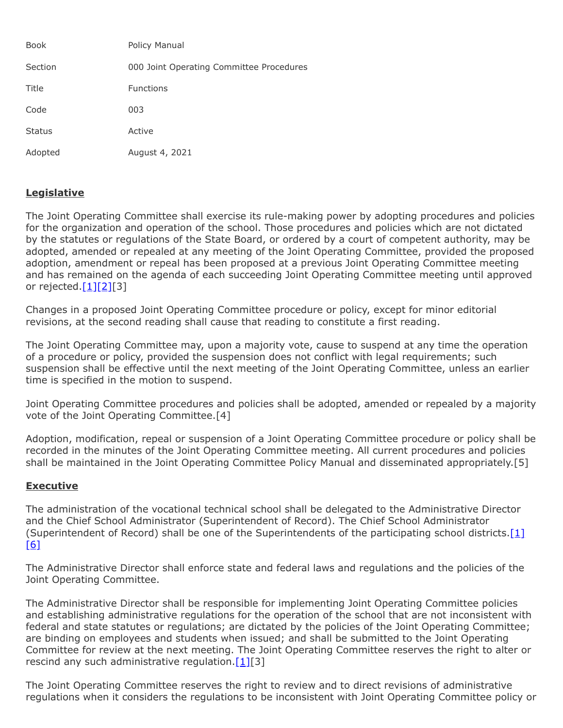| | |
|---|---|
| Book | Policy Manual |
| Section | 000 Joint Operating Committee Procedures |
| Title | Functions |
| Code | 003 |
| Status | Active |
| Adopted | August 4, 2021 |

**Legislative**

The Joint Operating Committee shall exercise its rule-making power by adopting procedures and policies for the organization and operation of the school. Those procedures and policies which are not dictated by the statutes or regulations of the State Board, or ordered by a court of competent authority, may be adopted, amended or repealed at any meeting of the Joint Operating Committee, provided the proposed adoption, amendment or repeal has been proposed at a previous Joint Operating Committee meeting and has remained on the agenda of each succeeding Joint Operating Committee meeting until approved or rejected.[1][2][3]

Changes in a proposed Joint Operating Committee procedure or policy, except for minor editorial revisions, at the second reading shall cause that reading to constitute a first reading.

The Joint Operating Committee may, upon a majority vote, cause to suspend at any time the operation of a procedure or policy, provided the suspension does not conflict with legal requirements; such suspension shall be effective until the next meeting of the Joint Operating Committee, unless an earlier time is specified in the motion to suspend.

Joint Operating Committee procedures and policies shall be adopted, amended or repealed by a majority vote of the Joint Operating Committee.[4]

Adoption, modification, repeal or suspension of a Joint Operating Committee procedure or policy shall be recorded in the minutes of the Joint Operating Committee meeting. All current procedures and policies shall be maintained in the Joint Operating Committee Policy Manual and disseminated appropriately.[5]

**Executive**

The administration of the vocational technical school shall be delegated to the Administrative Director and the Chief School Administrator (Superintendent of Record). The Chief School Administrator (Superintendent of Record) shall be one of the Superintendents of the participating school districts.[1][6]

The Administrative Director shall enforce state and federal laws and regulations and the policies of the Joint Operating Committee.

The Administrative Director shall be responsible for implementing Joint Operating Committee policies and establishing administrative regulations for the operation of the school that are not inconsistent with federal and state statutes or regulations; are dictated by the policies of the Joint Operating Committee; are binding on employees and students when issued; and shall be submitted to the Joint Operating Committee for review at the next meeting. The Joint Operating Committee reserves the right to alter or rescind any such administrative regulation.[1][3]

The Joint Operating Committee reserves the right to review and to direct revisions of administrative regulations when it considers the regulations to be inconsistent with Joint Operating Committee policy or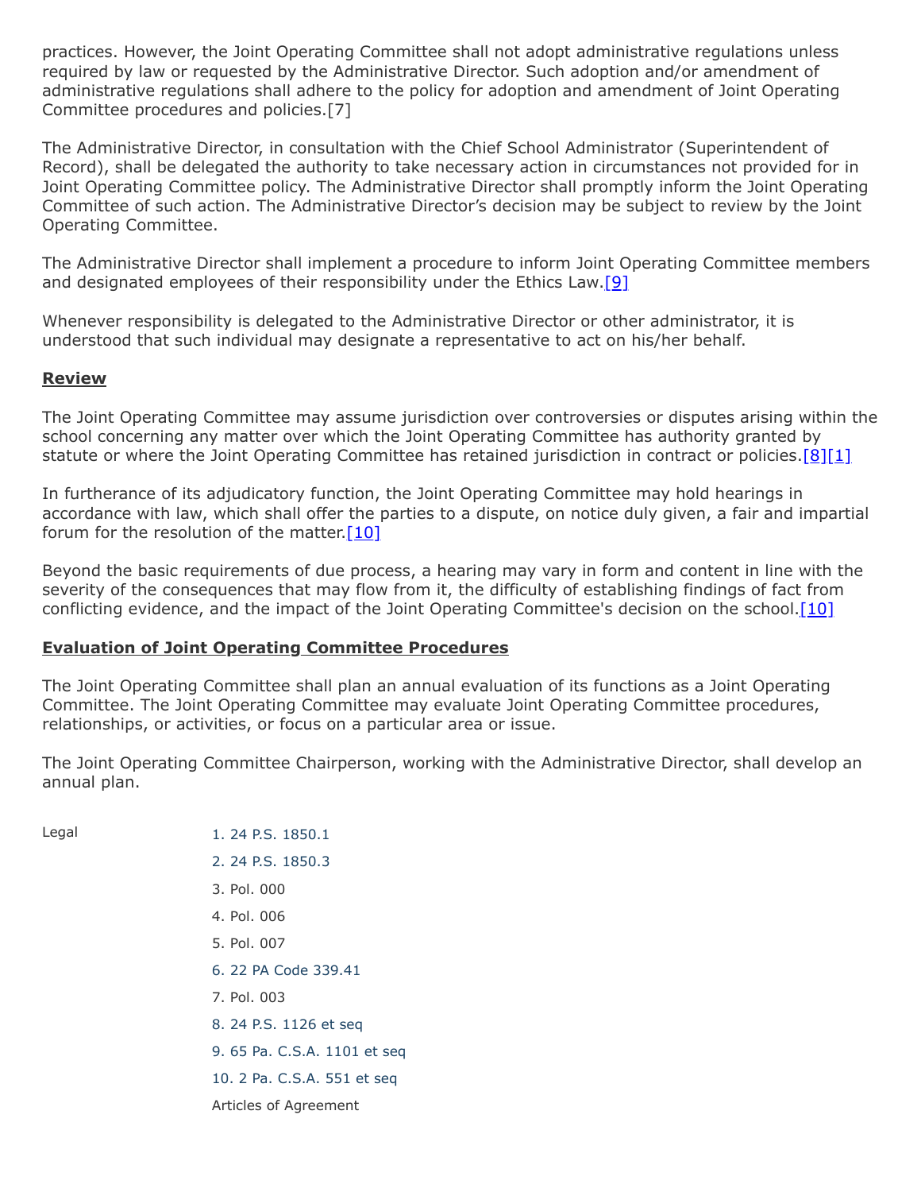practices. However, the Joint Operating Committee shall not adopt administrative regulations unless required by law or requested by the Administrative Director. Such adoption and/or amendment of administrative regulations shall adhere to the policy for adoption and amendment of Joint Operating Committee procedures and policies.[7]

The Administrative Director, in consultation with the Chief School Administrator (Superintendent of Record), shall be delegated the authority to take necessary action in circumstances not provided for in Joint Operating Committee policy. The Administrative Director shall promptly inform the Joint Operating Committee of such action. The Administrative Director's decision may be subject to review by the Joint Operating Committee.

The Administrative Director shall implement a procedure to inform Joint Operating Committee members and designated employees of their responsibility under the Ethics Law.[9]

Whenever responsibility is delegated to the Administrative Director or other administrator, it is understood that such individual may designate a representative to act on his/her behalf.

**Review**

The Joint Operating Committee may assume jurisdiction over controversies or disputes arising within the school concerning any matter over which the Joint Operating Committee has authority granted by statute or where the Joint Operating Committee has retained jurisdiction in contract or policies.[8][1]

In furtherance of its adjudicatory function, the Joint Operating Committee may hold hearings in accordance with law, which shall offer the parties to a dispute, on notice duly given, a fair and impartial forum for the resolution of the matter.[10]

Beyond the basic requirements of due process, a hearing may vary in form and content in line with the severity of the consequences that may flow from it, the difficulty of establishing findings of fact from conflicting evidence, and the impact of the Joint Operating Committee's decision on the school.[10]

**Evaluation of Joint Operating Committee Procedures**

The Joint Operating Committee shall plan an annual evaluation of its functions as a Joint Operating Committee. The Joint Operating Committee may evaluate Joint Operating Committee procedures, relationships, or activities, or focus on a particular area or issue.

The Joint Operating Committee Chairperson, working with the Administrative Director, shall develop an annual plan.

Legal

1. 24 P.S. 1850.1
2. 24 P.S. 1850.3
3. Pol. 000
4. Pol. 006
5. Pol. 007
6. 22 PA Code 339.41
7. Pol. 003
8. 24 P.S. 1126 et seq
9. 65 Pa. C.S.A. 1101 et seq
10. 2 Pa. C.S.A. 551 et seq

Articles of Agreement